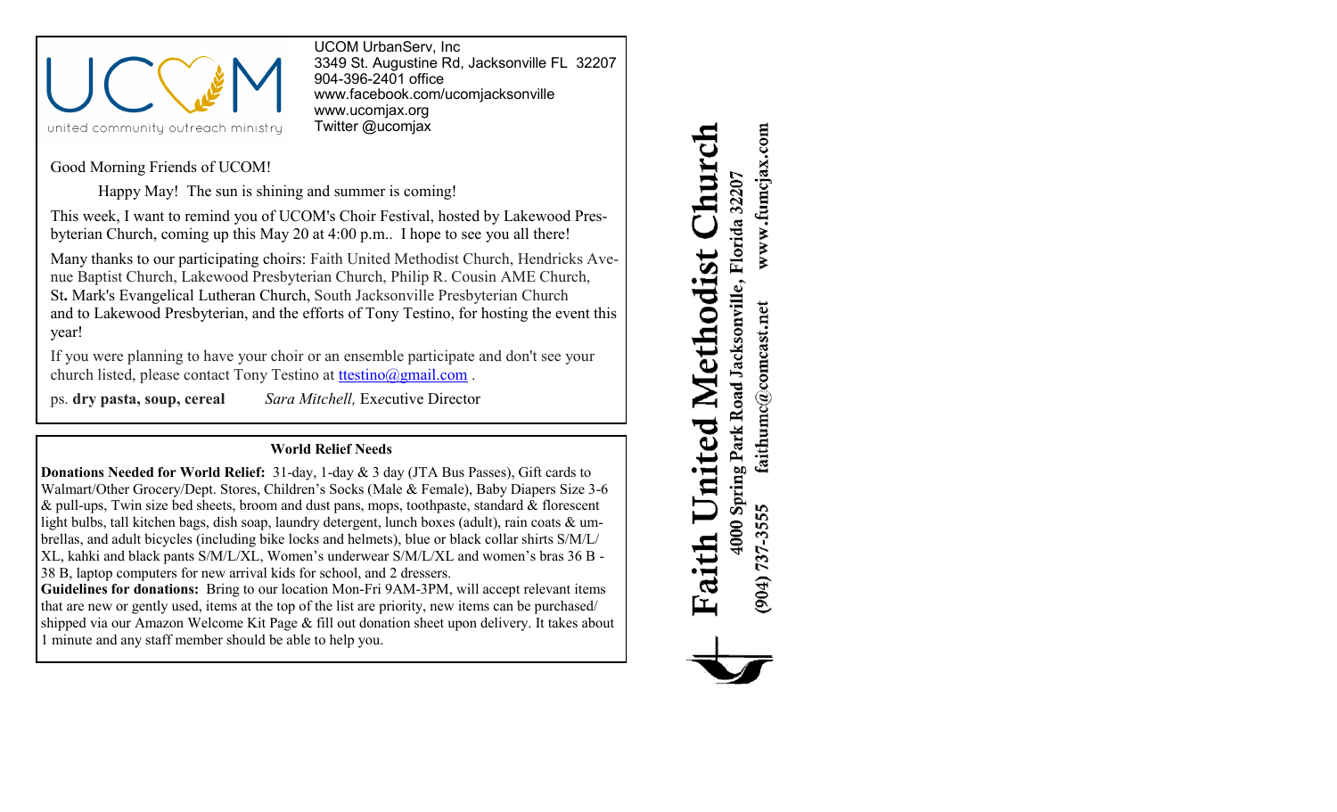UCOM

united community outreach ministry

UCOM UrbanServ, Inc
3349 St. Augustine Rd, Jacksonville FL 32207
904-396-2401 office
www.facebook.com/ucomjacksonville
www.ucomjax.org
Twitter @ucomjax

Good Morning Friends of UCOM!

Happy May! The sun is shining and summer is coming!

This week, I want to remind you of UCOM's Choir Festival, hosted by Lakewood Presbyterian Church, coming up this May 20 at 4:00 p.m.. I hope to see you all there!

Many thanks to our participating choirs: Faith United Methodist Church, Hendricks Avenue Baptist Church, Lakewood Presbyterian Church, Philip R. Cousin AME Church, St. Mark's Evangelical Lutheran Church, South Jacksonville Presbyterian Church and to Lakewood Presbyterian, and the efforts of Tony Testino, for hosting the event this year!

If you were planning to have your choir or an ensemble participate and don't see your church listed, please contact Tony Testino at ttestino@gmail.com .

ps. **dry pasta, soup, cereal** *Sara Mitchell,* Executive Director

### World Relief Needs

**Donations Needed for World Relief:** 31-day, 1-day & 3 day (JTA Bus Passes), Gift cards to Walmart/Other Grocery/Dept. Stores, Children's Socks (Male & Female), Baby Diapers Size 3-6 & pull-ups, Twin size bed sheets, broom and dust pans, mops, toothpaste, standard & florescent light bulbs, tall kitchen bags, dish soap, laundry detergent, lunch boxes (adult), rain coats & umbrellas, and adult bicycles (including bike locks and helmets), blue or black collar shirts S/M/L/XL, kahki and black pants S/M/L/XL, Women's underwear S/M/L/XL and women's bras 36 B - 38 B, laptop computers for new arrival kids for school, and 2 dressers.

**Guidelines for donations:** Bring to our location Mon-Fri 9AM-3PM, will accept relevant items that are new or gently used, items at the top of the list are priority, new items can be purchased/shipped via our Amazon Welcome Kit Page & fill out donation sheet upon delivery. It takes about 1 minute and any staff member should be able to help you.

# Faith United Methodist Church

4000 Spring Park Road Jacksonville, Florida 32207

(904) 737-3555 faithumc@comcast.net www.fumcjax.com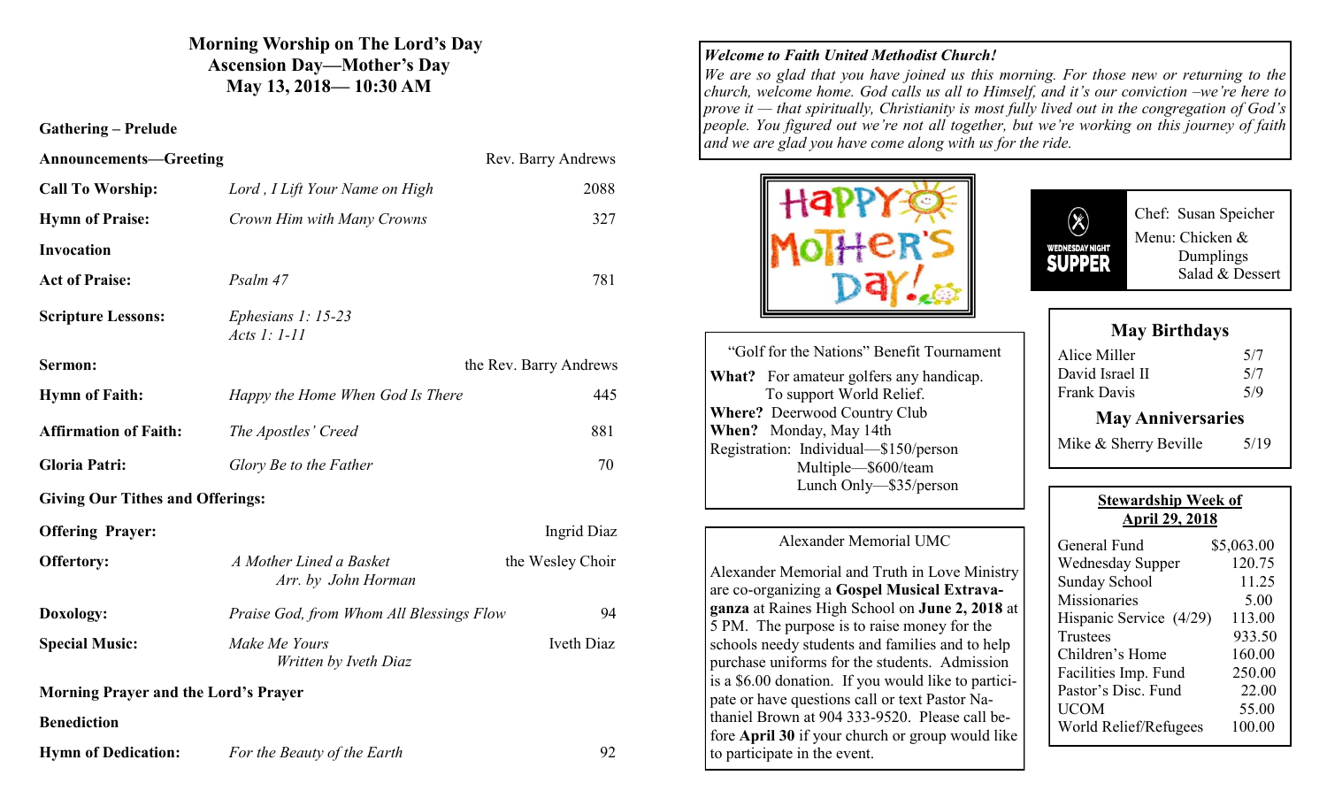## Morning Worship on The Lord's Day
## Ascension Day—Mother's Day
## May 13, 2018— 10:30 AM

**Gathering – Prelude**

| | | |
|---|---|---|
| **Announcements—Greeting** | | Rev. Barry Andrews |
| **Call To Worship:** | *Lord , I Lift Your Name on High* | 2088 |
| **Hymn of Praise:** | *Crown Him with Many Crowns* | 327 |
| **Invocation** | | |
| **Act of Praise:** | *Psalm 47* | 781 |
| **Scripture Lessons:** | *Ephesians 1: 15-23* *Acts 1: 1-11* | |
| **Sermon:** | | the Rev. Barry Andrews |
| **Hymn of Faith:** | *Happy the Home When God Is There* | 445 |
| **Affirmation of Faith:** | *The Apostles' Creed* | 881 |
| **Gloria Patri:** | *Glory Be to the Father* | 70 |
| **Giving Our Tithes and Offerings:** | | |
| **Offering Prayer:** | | Ingrid Diaz |
| **Offertory:** | *A Mother Lined a Basket* *Arr. by John Horman* | the Wesley Choir |
| **Doxology:** | *Praise God, from Whom All Blessings Flow* | 94 |
| **Special Music:** | *Make Me Yours* *Written by Iveth Diaz* | Iveth Diaz |
| **Morning Prayer and the Lord's Prayer** | | |
| **Benediction** | | |
| **Hymn of Dedication:** | *For the Beauty of the Earth* | 92 |

***Welcome to Faith United Methodist Church!***

*We are so glad that you have joined us this morning. For those new or returning to the church, welcome home. God calls us all to Himself, and it's our conviction –we're here to prove it — that spiritually, Christianity is most fully lived out in the congregation of God's people. You figured out we're not all together, but we're working on this journey of faith and we are glad you have come along with us for the ride.*

HaPPY MoTHeR'S DaY!

WEDNESDAY NIGHT SUPPER

Chef: Susan Speicher
Menu: Chicken & Dumplings
Salad & Dessert

"Golf for the Nations" Benefit Tournament

**What?** For amateur golfers any handicap. To support World Relief.
**Where?** Deerwood Country Club
**When?** Monday, May 14th
Registration: Individual—$150/person
Multiple—$600/team
Lunch Only—$35/person

### May Birthdays

| | |
|---|---|
| Alice Miller | 5/7 |
| David Israel II | 5/7 |
| Frank Davis | 5/9 |

### May Anniversaries

| | |
|---|---|
| Mike & Sherry Beville | 5/19 |

Alexander Memorial UMC

Alexander Memorial and Truth in Love Ministry are co-organizing a **Gospel Musical Extravaganza** at Raines High School on **June 2, 2018** at 5 PM. The purpose is to raise money for the schools needy students and families and to help purchase uniforms for the students. Admission is a $6.00 donation. If you would like to participate or have questions call or text Pastor Nathaniel Brown at 904 333-9520. Please call before **April 30** if your church or group would like to participate in the event.

### Stewardship Week of April 29, 2018

| | |
|---|---|
| General Fund | $5,063.00 |
| Wednesday Supper | 120.75 |
| Sunday School | 11.25 |
| Missionaries | 5.00 |
| Hispanic Service (4/29) | 113.00 |
| Trustees | 933.50 |
| Children's Home | 160.00 |
| Facilities Imp. Fund | 250.00 |
| Pastor's Disc. Fund | 22.00 |
| UCOM | 55.00 |
| World Relief/Refugees | 100.00 |